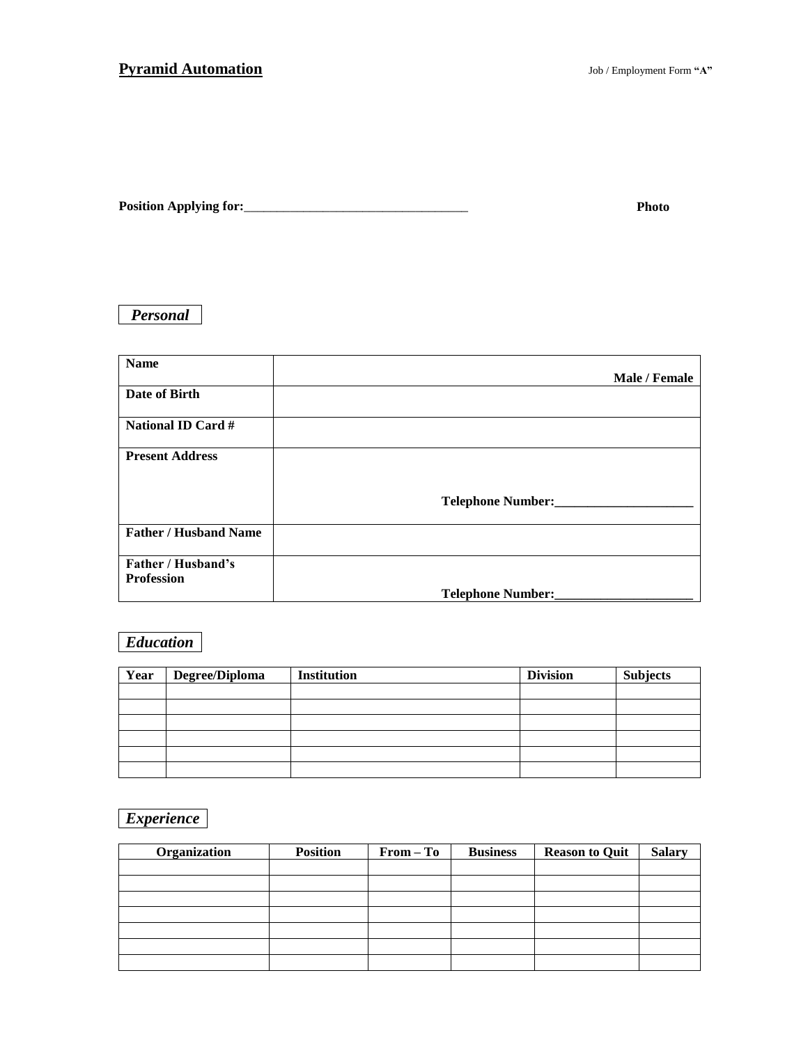**<u>Pyramid Automation</u>** Job / Employment Form **"A"**

**Position Applying for:**___________________________________ **Photo**

## *Personal*

| **Name** | **Male / Female** |
|---|---|
| **Date of Birth** | |
| **National ID Card #** | |
| **Present Address** | **Telephone Number:**_____________________ |
| **Father / Husband Name** | |
| **Father / Husband's Profession** | **Telephone Number:**_____________________ |

## *Education*

| Year | Degree/Diploma | Institution | Division | Subjects |
|---|---|---|---|---|
| | | | | |
| | | | | |
| | | | | |
| | | | | |
| | | | | |
| | | | | |

## *Experience*

| Organization | Position | From – To | Business | Reason to Quit | Salary |
|---|---|---|---|---|---|
| | | | | | |
| | | | | | |
| | | | | | |
| | | | | | |
| | | | | | |
| | | | | | |
| | | | | | |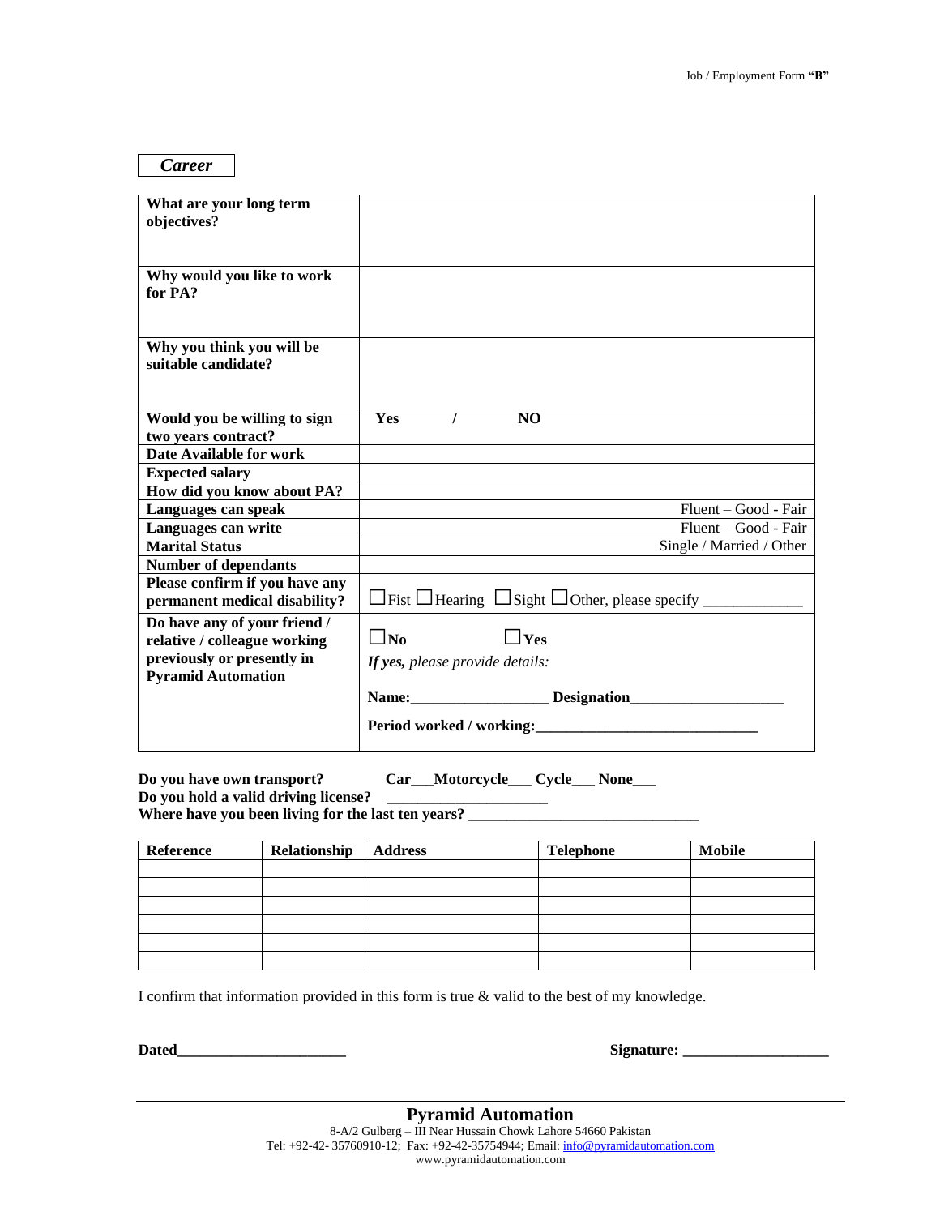## *Career*

| | |
|---|---|
| **What are your long term objectives?** | |
| **Why would you like to work for PA?** | |
| **Why you think you will be suitable candidate?** | |
| **Would you be willing to sign two years contract?** | **Yes / NO** |
| **Date Available for work** | |
| **Expected salary** | |
| **How did you know about PA?** | |
| **Languages can speak** | Fluent – Good - Fair |
| **Languages can write** | Fluent – Good - Fair |
| **Marital Status** | Single / Married / Other |
| **Number of dependants** | |
| **Please confirm if you have any permanent medical disability?** | ☐Fist ☐Hearing ☐Sight ☐Other, please specify ____________ |
| **Do have any of your friend / relative / colleague working previously or presently in Pyramid Automation** | ☐**No** ☐**Yes** *If yes, please provide details:* **Name:**________________ **Designation**___________________ **Period worked / working:**____________________________ |

**Do you have own transport?** **Car___Motorcycle___ Cycle___ None___**
**Do you hold a valid driving license?** ____________________
**Where have you been living for the last ten years?** ____________________________

| Reference | Relationship | Address | Telephone | Mobile |
|---|---|---|---|---|
| | | | | |
| | | | | |
| | | | | |
| | | | | |
| | | | | |
| | | | | |

I confirm that information provided in this form is true & valid to the best of my knowledge.

**Dated**_____________________ **Signature:** __________________

**Pyramid Automation**
8-A/2 Gulberg – III Near Hussain Chowk Lahore 54660 Pakistan
Tel: +92-42- 35760910-12; Fax: +92-42-35754944; Email: info@pyramidautomation.com
www.pyramidautomation.com